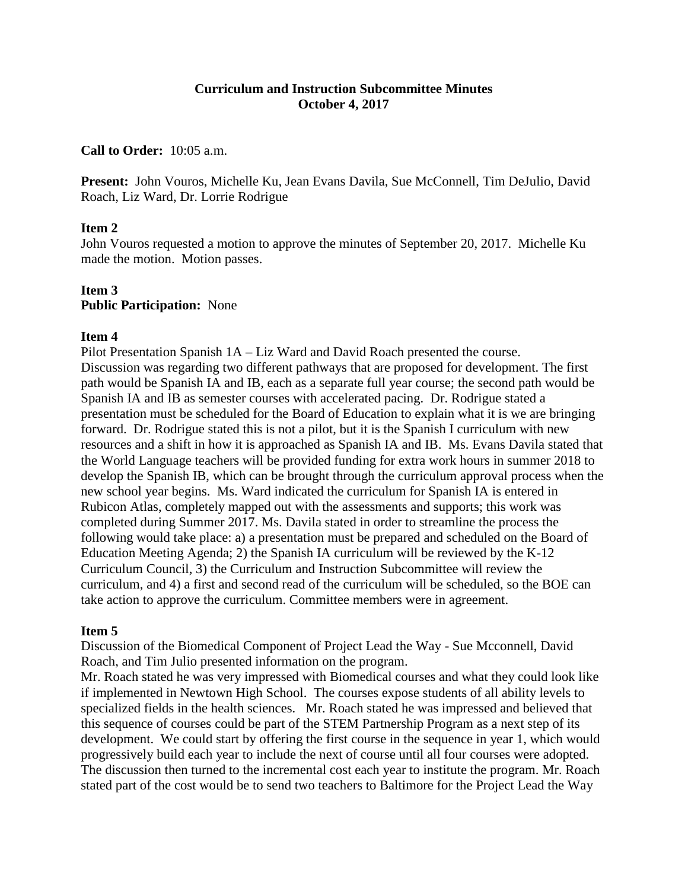**Curriculum and Instruction Subcommittee Minutes**
**October 4, 2017**

**Call to Order:** 10:05 a.m.

**Present:** John Vouros, Michelle Ku, Jean Evans Davila, Sue McConnell, Tim DeJulio, David Roach, Liz Ward, Dr. Lorrie Rodrigue

**Item 2**
John Vouros requested a motion to approve the minutes of September 20, 2017. Michelle Ku made the motion. Motion passes.

**Item 3**
**Public Participation:** None

**Item 4**
Pilot Presentation Spanish 1A – Liz Ward and David Roach presented the course.
Discussion was regarding two different pathways that are proposed for development. The first path would be Spanish IA and IB, each as a separate full year course; the second path would be Spanish IA and IB as semester courses with accelerated pacing. Dr. Rodrigue stated a presentation must be scheduled for the Board of Education to explain what it is we are bringing forward. Dr. Rodrigue stated this is not a pilot, but it is the Spanish I curriculum with new resources and a shift in how it is approached as Spanish IA and IB. Ms. Evans Davila stated that the World Language teachers will be provided funding for extra work hours in summer 2018 to develop the Spanish IB, which can be brought through the curriculum approval process when the new school year begins. Ms. Ward indicated the curriculum for Spanish IA is entered in Rubicon Atlas, completely mapped out with the assessments and supports; this work was completed during Summer 2017. Ms. Davila stated in order to streamline the process the following would take place: a) a presentation must be prepared and scheduled on the Board of Education Meeting Agenda; 2) the Spanish IA curriculum will be reviewed by the K-12 Curriculum Council, 3) the Curriculum and Instruction Subcommittee will review the curriculum, and 4) a first and second read of the curriculum will be scheduled, so the BOE can take action to approve the curriculum. Committee members were in agreement.

**Item 5**
Discussion of the Biomedical Component of Project Lead the Way - Sue Mcconnell, David Roach, and Tim Julio presented information on the program.
Mr. Roach stated he was very impressed with Biomedical courses and what they could look like if implemented in Newtown High School. The courses expose students of all ability levels to specialized fields in the health sciences. Mr. Roach stated he was impressed and believed that this sequence of courses could be part of the STEM Partnership Program as a next step of its development. We could start by offering the first course in the sequence in year 1, which would progressively build each year to include the next of course until all four courses were adopted. The discussion then turned to the incremental cost each year to institute the program. Mr. Roach stated part of the cost would be to send two teachers to Baltimore for the Project Lead the Way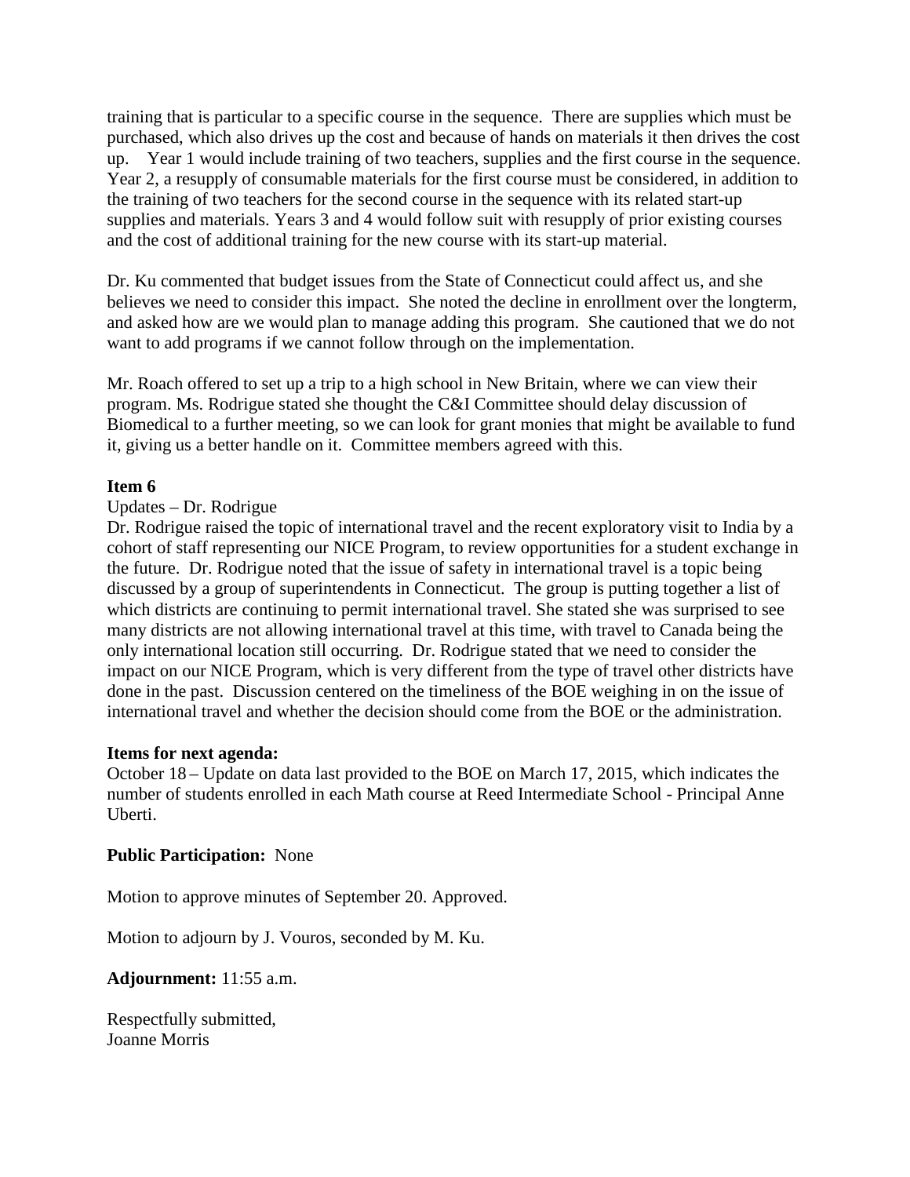training that is particular to a specific course in the sequence. There are supplies which must be purchased, which also drives up the cost and because of hands on materials it then drives the cost up. Year 1 would include training of two teachers, supplies and the first course in the sequence. Year 2, a resupply of consumable materials for the first course must be considered, in addition to the training of two teachers for the second course in the sequence with its related start-up supplies and materials. Years 3 and 4 would follow suit with resupply of prior existing courses and the cost of additional training for the new course with its start-up material.

Dr. Ku commented that budget issues from the State of Connecticut could affect us, and she believes we need to consider this impact. She noted the decline in enrollment over the longterm, and asked how are we would plan to manage adding this program. She cautioned that we do not want to add programs if we cannot follow through on the implementation.

Mr. Roach offered to set up a trip to a high school in New Britain, where we can view their program. Ms. Rodrigue stated she thought the C&I Committee should delay discussion of Biomedical to a further meeting, so we can look for grant monies that might be available to fund it, giving us a better handle on it. Committee members agreed with this.

**Item 6**

Updates – Dr. Rodrigue

Dr. Rodrigue raised the topic of international travel and the recent exploratory visit to India by a cohort of staff representing our NICE Program, to review opportunities for a student exchange in the future. Dr. Rodrigue noted that the issue of safety in international travel is a topic being discussed by a group of superintendents in Connecticut. The group is putting together a list of which districts are continuing to permit international travel. She stated she was surprised to see many districts are not allowing international travel at this time, with travel to Canada being the only international location still occurring. Dr. Rodrigue stated that we need to consider the impact on our NICE Program, which is very different from the type of travel other districts have done in the past. Discussion centered on the timeliness of the BOE weighing in on the issue of international travel and whether the decision should come from the BOE or the administration.

**Items for next agenda:**

October 18 – Update on data last provided to the BOE on March 17, 2015, which indicates the number of students enrolled in each Math course at Reed Intermediate School - Principal Anne Uberti.

**Public Participation:** None

Motion to approve minutes of September 20. Approved.

Motion to adjourn by J. Vouros, seconded by M. Ku.

**Adjournment:** 11:55 a.m.

Respectfully submitted,
Joanne Morris